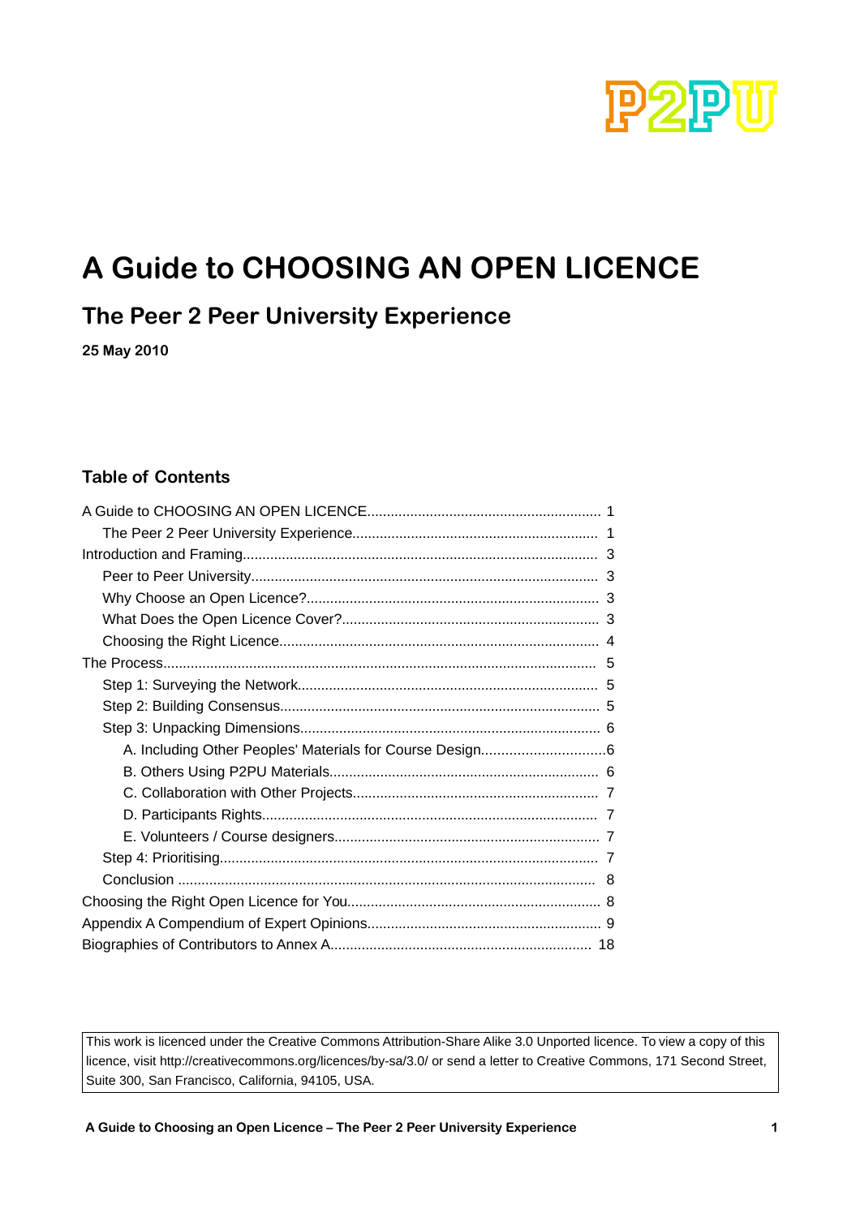# A Guide to CHOOSING AN OPEN LICENCE

## The Peer 2 Peer University Experience

**25 May 2010**

### Table of Contents

- A Guide to CHOOSING AN OPEN LICENCE ........ 1
  - The Peer 2 Peer University Experience ........ 1
- Introduction and Framing ........ 3
  - Peer to Peer University ........ 3
  - Why Choose an Open Licence? ........ 3
  - What Does the Open Licence Cover? ........ 3
  - Choosing the Right Licence ........ 4
- The Process ........ 5
  - Step 1: Surveying the Network ........ 5
  - Step 2: Building Consensus ........ 5
  - Step 3: Unpacking Dimensions ........ 6
    - A. Including Other Peoples' Materials for Course Design ........ 6
    - B. Others Using P2PU Materials ........ 6
    - C. Collaboration with Other Projects ........ 7
    - D. Participants Rights ........ 7
    - E. Volunteers / Course designers ........ 7
  - Step 4: Prioritising ........ 7
  - Conclusion ........ 8
- Choosing the Right Open Licence for You ........ 8
- Appendix A Compendium of Expert Opinions ........ 9
- Biographies of Contributors to Annex A ........ 18

This work is licenced under the Creative Commons Attribution-Share Alike 3.0 Unported licence. To view a copy of this licence, visit http://creativecommons.org/licences/by-sa/3.0/ or send a letter to Creative Commons, 171 Second Street, Suite 300, San Francisco, California, 94105, USA.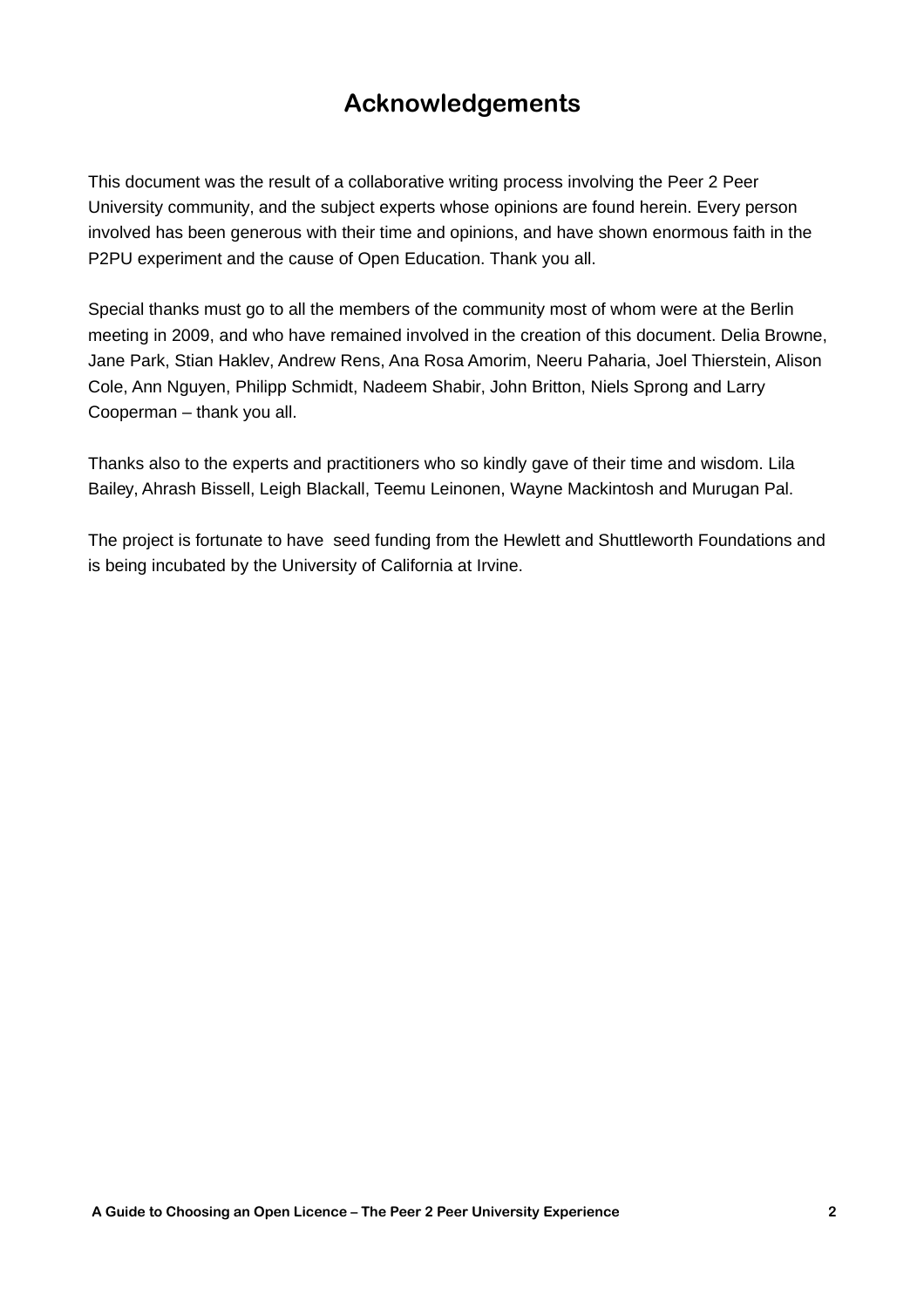# Acknowledgements

This document was the result of a collaborative writing process involving the Peer 2 Peer University community, and the subject experts whose opinions are found herein. Every person involved has been generous with their time and opinions, and have shown enormous faith in the P2PU experiment and the cause of Open Education. Thank you all.

Special thanks must go to all the members of the community most of whom were at the Berlin meeting in 2009, and who have remained involved in the creation of this document. Delia Browne, Jane Park, Stian Haklev, Andrew Rens, Ana Rosa Amorim, Neeru Paharia, Joel Thierstein, Alison Cole, Ann Nguyen, Philipp Schmidt, Nadeem Shabir, John Britton, Niels Sprong and Larry Cooperman – thank you all.

Thanks also to the experts and practitioners who so kindly gave of their time and wisdom. Lila Bailey, Ahrash Bissell, Leigh Blackall, Teemu Leinonen, Wayne Mackintosh and Murugan Pal.

The project is fortunate to have seed funding from the Hewlett and Shuttleworth Foundations and is being incubated by the University of California at Irvine.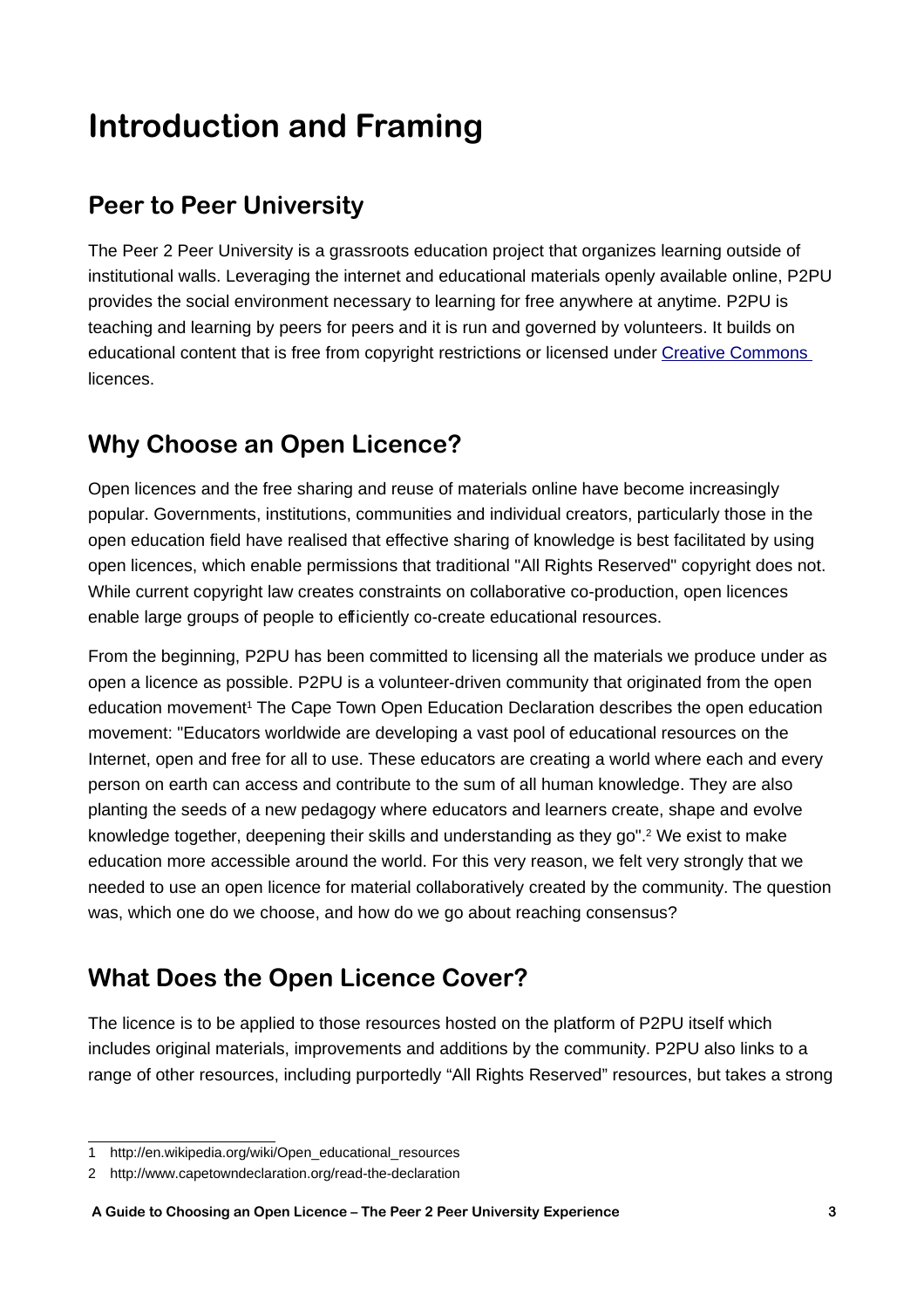# Introduction and Framing

## Peer to Peer University

The Peer 2 Peer University is a grassroots education project that organizes learning outside of institutional walls. Leveraging the internet and educational materials openly available online, P2PU provides the social environment necessary to learning for free anywhere at anytime. P2PU is teaching and learning by peers for peers and it is run and governed by volunteers. It builds on educational content that is free from copyright restrictions or licensed under Creative Commons licences.

## Why Choose an Open Licence?

Open licences and the free sharing and reuse of materials online have become increasingly popular. Governments, institutions, communities and individual creators, particularly those in the open education field have realised that effective sharing of knowledge is best facilitated by using open licences, which enable permissions that traditional "All Rights Reserved" copyright does not. While current copyright law creates constraints on collaborative co-production, open licences enable large groups of people to efficiently co-create educational resources.

From the beginning, P2PU has been committed to licensing all the materials we produce under as open a licence as possible. P2PU is a volunteer-driven community that originated from the open education movement[1] The Cape Town Open Education Declaration describes the open education movement: "Educators worldwide are developing a vast pool of educational resources on the Internet, open and free for all to use. These educators are creating a world where each and every person on earth can access and contribute to the sum of all human knowledge. They are also planting the seeds of a new pedagogy where educators and learners create, shape and evolve knowledge together, deepening their skills and understanding as they go".[2] We exist to make education more accessible around the world. For this very reason, we felt very strongly that we needed to use an open licence for material collaboratively created by the community. The question was, which one do we choose, and how do we go about reaching consensus?

## What Does the Open Licence Cover?

The licence is to be applied to those resources hosted on the platform of P2PU itself which includes original materials, improvements and additions by the community. P2PU also links to a range of other resources, including purportedly "All Rights Reserved" resources, but takes a strong

---

1 http://en.wikipedia.org/wiki/Open_educational_resources

2 http://www.capetowndeclaration.org/read-the-declaration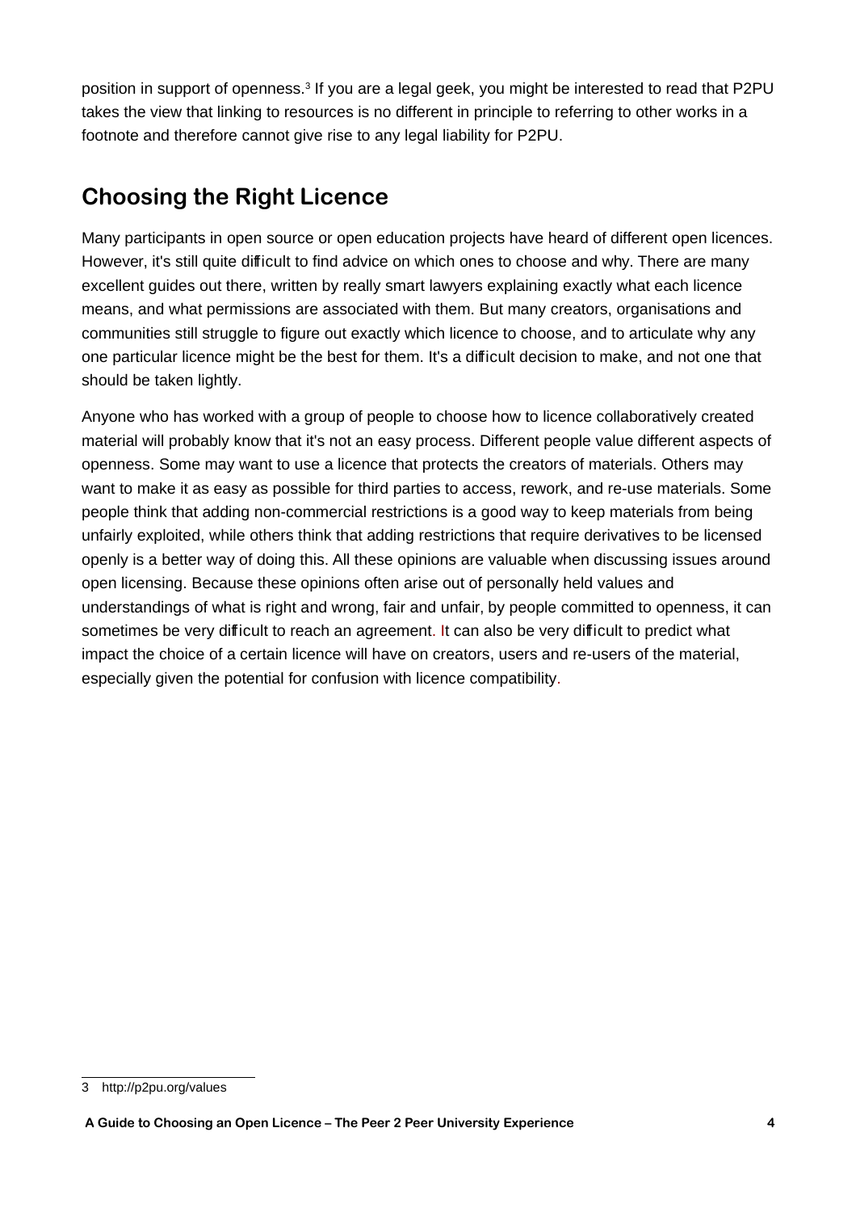position in support of openness.[3] If you are a legal geek, you might be interested to read that P2PU takes the view that linking to resources is no different in principle to referring to other works in a footnote and therefore cannot give rise to any legal liability for P2PU.

## Choosing the Right Licence

Many participants in open source or open education projects have heard of different open licences. However, it's still quite difficult to find advice on which ones to choose and why. There are many excellent guides out there, written by really smart lawyers explaining exactly what each licence means, and what permissions are associated with them. But many creators, organisations and communities still struggle to figure out exactly which licence to choose, and to articulate why any one particular licence might be the best for them. It's a difficult decision to make, and not one that should be taken lightly.

Anyone who has worked with a group of people to choose how to licence collaboratively created material will probably know that it's not an easy process. Different people value different aspects of openness. Some may want to use a licence that protects the creators of materials. Others may want to make it as easy as possible for third parties to access, rework, and re-use materials. Some people think that adding non-commercial restrictions is a good way to keep materials from being unfairly exploited, while others think that adding restrictions that require derivatives to be licensed openly is a better way of doing this. All these opinions are valuable when discussing issues around open licensing. Because these opinions often arise out of personally held values and understandings of what is right and wrong, fair and unfair, by people committed to openness, it can sometimes be very difficult to reach an agreement. It can also be very difficult to predict what impact the choice of a certain licence will have on creators, users and re-users of the material, especially given the potential for confusion with licence compatibility.

---

3 http://p2pu.org/values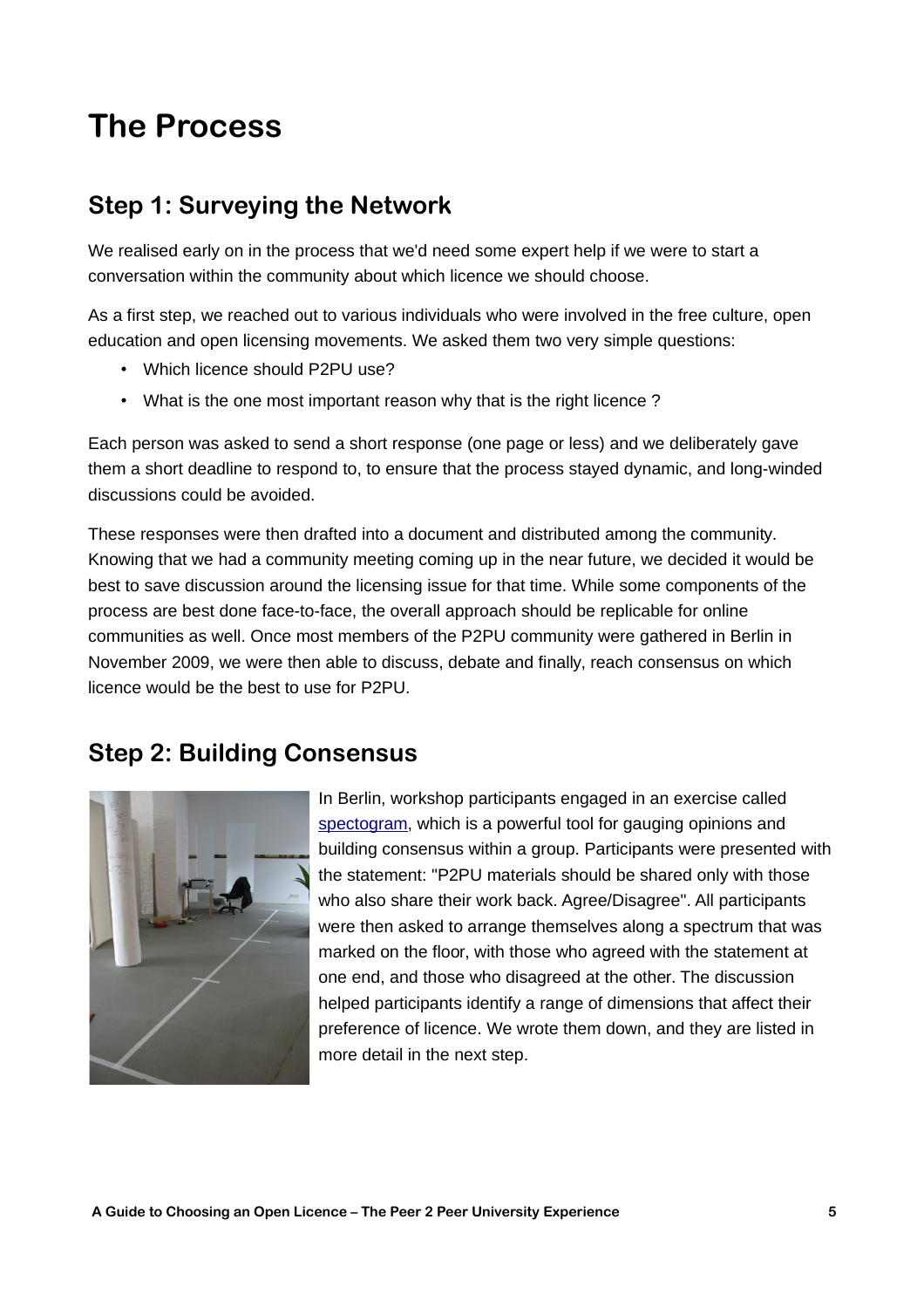# The Process

## Step 1: Surveying the Network

We realised early on in the process that we'd need some expert help if we were to start a conversation within the community about which licence we should choose.

As a first step, we reached out to various individuals who were involved in the free culture, open education and open licensing movements. We asked them two very simple questions:

- Which licence should P2PU use?
- What is the one most important reason why that is the right licence ?

Each person was asked to send a short response (one page or less) and we deliberately gave them a short deadline to respond to, to ensure that the process stayed dynamic, and long-winded discussions could be avoided.

These responses were then drafted into a document and distributed among the community. Knowing that we had a community meeting coming up in the near future, we decided it would be best to save discussion around the licensing issue for that time. While some components of the process are best done face-to-face, the overall approach should be replicable for online communities as well. Once most members of the P2PU community were gathered in Berlin in November 2009, we were then able to discuss, debate and finally, reach consensus on which licence would be the best to use for P2PU.

## Step 2: Building Consensus

In Berlin, workshop participants engaged in an exercise called spectogram, which is a powerful tool for gauging opinions and building consensus within a group. Participants were presented with the statement: "P2PU materials should be shared only with those who also share their work back. Agree/Disagree". All participants were then asked to arrange themselves along a spectrum that was marked on the floor, with those who agreed with the statement at one end, and those who disagreed at the other. The discussion helped participants identify a range of dimensions that affect their preference of licence. We wrote them down, and they are listed in more detail in the next step.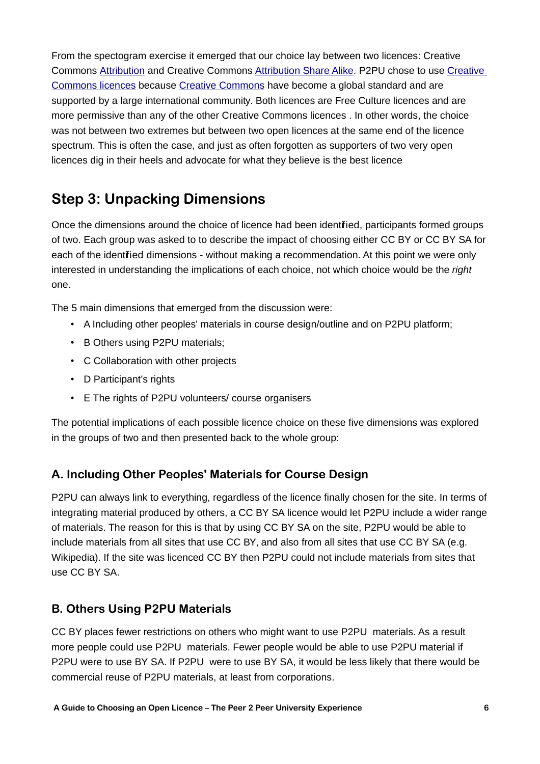From the spectogram exercise it emerged that our choice lay between two licences: Creative Commons Attribution and Creative Commons Attribution Share Alike. P2PU chose to use Creative Commons licences because Creative Commons have become a global standard and are supported by a large international community. Both licences are Free Culture licences and are more permissive than any of the other Creative Commons licences . In other words, the choice was not between two extremes but between two open licences at the same end of the licence spectrum. This is often the case, and just as often forgotten as supporters of two very open licences dig in their heels and advocate for what they believe is the best licence

## Step 3: Unpacking Dimensions

Once the dimensions around the choice of licence had been identified, participants formed groups of two. Each group was asked to to describe the impact of choosing either CC BY or CC BY SA for each of the identified dimensions - without making a recommendation. At this point we were only interested in understanding the implications of each choice, not which choice would be the *right* one.

The 5 main dimensions that emerged from the discussion were:

- A Including other peoples' materials in course design/outline and on P2PU platform;
- B Others using P2PU materials;
- C Collaboration with other projects
- D Participant's rights
- E The rights of P2PU volunteers/ course organisers

The potential implications of each possible licence choice on these five dimensions was explored in the groups of two and then presented back to the whole group:

### A. Including Other Peoples' Materials for Course Design

P2PU can always link to everything, regardless of the licence finally chosen for the site. In terms of integrating material produced by others, a CC BY SA licence would let P2PU include a wider range of materials. The reason for this is that by using CC BY SA on the site, P2PU would be able to include materials from all sites that use CC BY, and also from all sites that use CC BY SA (e.g. Wikipedia). If the site was licenced CC BY then P2PU could not include materials from sites that use CC BY SA.

### B. Others Using P2PU Materials

CC BY places fewer restrictions on others who might want to use P2PU materials. As a result more people could use P2PU materials. Fewer people would be able to use P2PU material if P2PU were to use BY SA. If P2PU were to use BY SA, it would be less likely that there would be commercial reuse of P2PU materials, at least from corporations.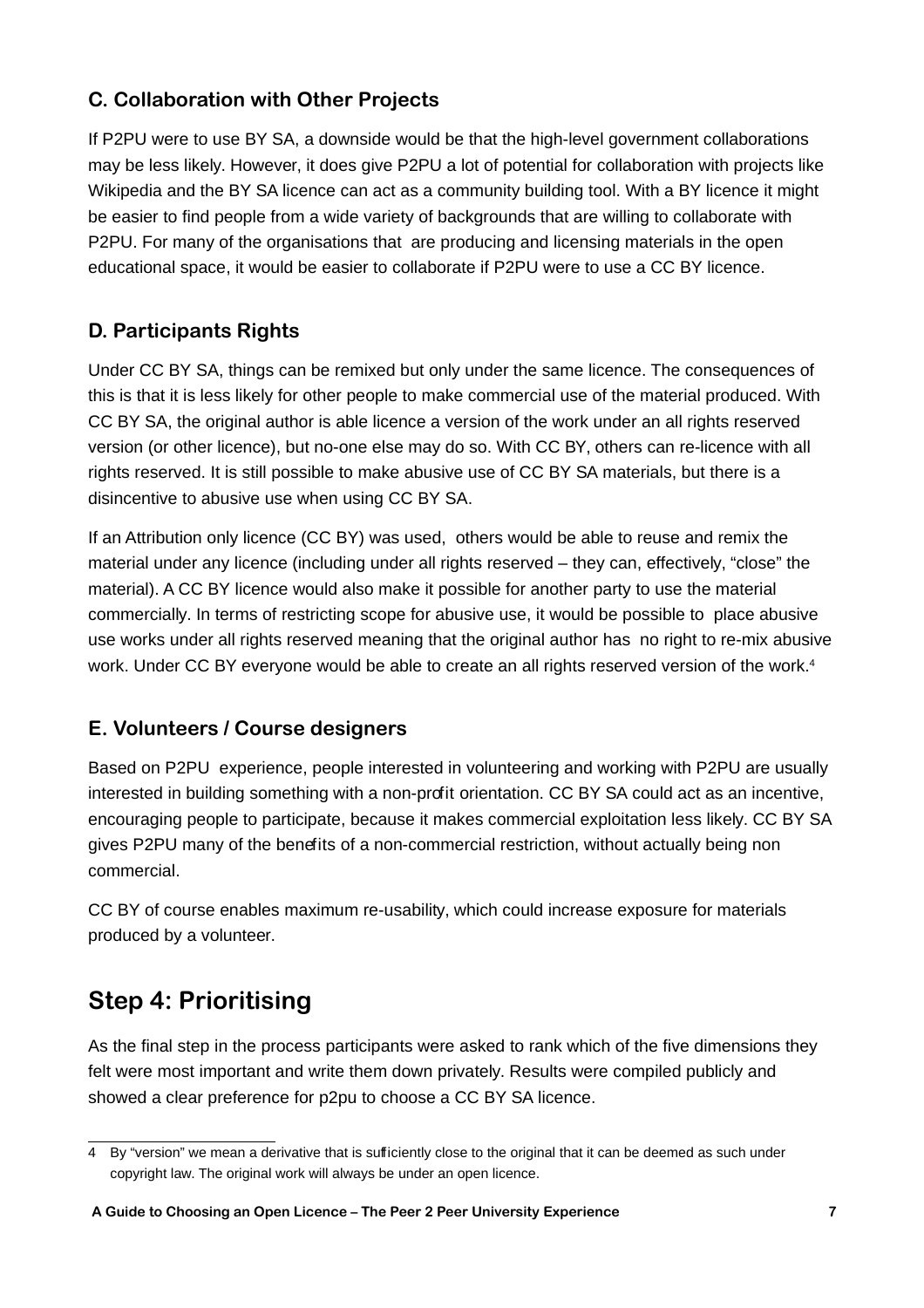### C. Collaboration with Other Projects

If P2PU were to use BY SA, a downside would be that the high-level government collaborations may be less likely. However, it does give P2PU a lot of potential for collaboration with projects like Wikipedia and the BY SA licence can act as a community building tool. With a BY licence it might be easier to find people from a wide variety of backgrounds that are willing to collaborate with P2PU. For many of the organisations that are producing and licensing materials in the open educational space, it would be easier to collaborate if P2PU were to use a CC BY licence.

### D. Participants Rights

Under CC BY SA, things can be remixed but only under the same licence. The consequences of this is that it is less likely for other people to make commercial use of the material produced. With CC BY SA, the original author is able licence a version of the work under an all rights reserved version (or other licence), but no-one else may do so. With CC BY, others can re-licence with all rights reserved. It is still possible to make abusive use of CC BY SA materials, but there is a disincentive to abusive use when using CC BY SA.

If an Attribution only licence (CC BY) was used, others would be able to reuse and remix the material under any licence (including under all rights reserved – they can, effectively, "close" the material). A CC BY licence would also make it possible for another party to use the material commercially. In terms of restricting scope for abusive use, it would be possible to place abusive use works under all rights reserved meaning that the original author has no right to re-mix abusive work. Under CC BY everyone would be able to create an all rights reserved version of the work.[4]

### E. Volunteers / Course designers

Based on P2PU experience, people interested in volunteering and working with P2PU are usually interested in building something with a non-profit orientation. CC BY SA could act as an incentive, encouraging people to participate, because it makes commercial exploitation less likely. CC BY SA gives P2PU many of the benefits of a non-commercial restriction, without actually being non commercial.

CC BY of course enables maximum re-usability, which could increase exposure for materials produced by a volunteer.

## Step 4: Prioritising

As the final step in the process participants were asked to rank which of the five dimensions they felt were most important and write them down privately. Results were compiled publicly and showed a clear preference for p2pu to choose a CC BY SA licence.

---

4 By "version" we mean a derivative that is sufficiently close to the original that it can be deemed as such under copyright law. The original work will always be under an open licence.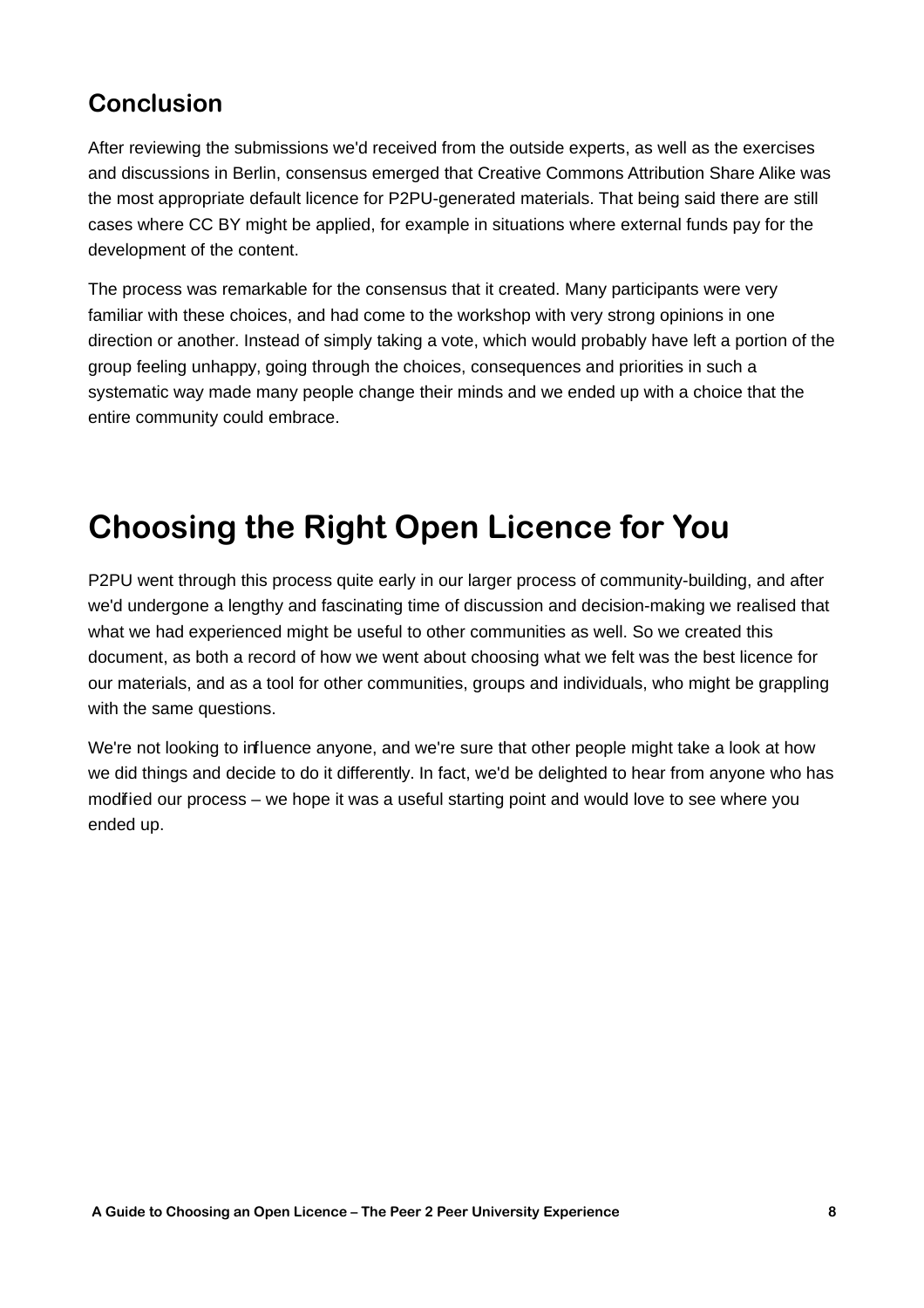## Conclusion

After reviewing the submissions we'd received from the outside experts, as well as the exercises and discussions in Berlin, consensus emerged that Creative Commons Attribution Share Alike was the most appropriate default licence for P2PU-generated materials. That being said there are still cases where CC BY might be applied, for example in situations where external funds pay for the development of the content.

The process was remarkable for the consensus that it created. Many participants were very familiar with these choices, and had come to the workshop with very strong opinions in one direction or another. Instead of simply taking a vote, which would probably have left a portion of the group feeling unhappy, going through the choices, consequences and priorities in such a systematic way made many people change their minds and we ended up with a choice that the entire community could embrace.

# Choosing the Right Open Licence for You

P2PU went through this process quite early in our larger process of community-building, and after we'd undergone a lengthy and fascinating time of discussion and decision-making we realised that what we had experienced might be useful to other communities as well. So we created this document, as both a record of how we went about choosing what we felt was the best licence for our materials, and as a tool for other communities, groups and individuals, who might be grappling with the same questions.

We're not looking to influence anyone, and we're sure that other people might take a look at how we did things and decide to do it differently. In fact, we'd be delighted to hear from anyone who has modified our process – we hope it was a useful starting point and would love to see where you ended up.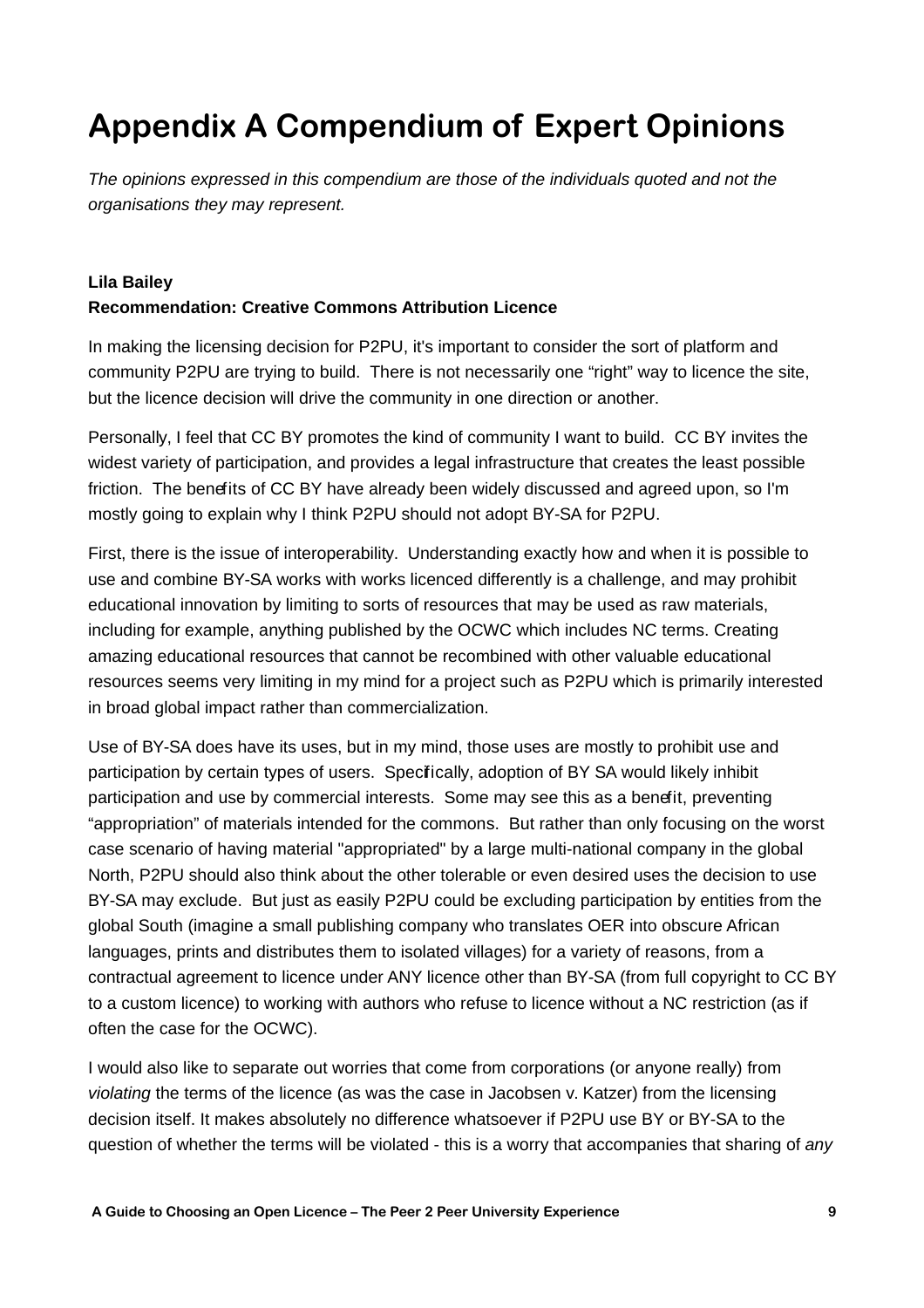# Appendix A Compendium of Expert Opinions

*The opinions expressed in this compendium are those of the individuals quoted and not the organisations they may represent.*

**Lila Bailey**
**Recommendation: Creative Commons Attribution Licence**

In making the licensing decision for P2PU, it's important to consider the sort of platform and community P2PU are trying to build. There is not necessarily one "right" way to licence the site, but the licence decision will drive the community in one direction or another.

Personally, I feel that CC BY promotes the kind of community I want to build. CC BY invites the widest variety of participation, and provides a legal infrastructure that creates the least possible friction. The benefits of CC BY have already been widely discussed and agreed upon, so I'm mostly going to explain why I think P2PU should not adopt BY-SA for P2PU.

First, there is the issue of interoperability. Understanding exactly how and when it is possible to use and combine BY-SA works with works licenced differently is a challenge, and may prohibit educational innovation by limiting to sorts of resources that may be used as raw materials, including for example, anything published by the OCWC which includes NC terms. Creating amazing educational resources that cannot be recombined with other valuable educational resources seems very limiting in my mind for a project such as P2PU which is primarily interested in broad global impact rather than commercialization.

Use of BY-SA does have its uses, but in my mind, those uses are mostly to prohibit use and participation by certain types of users. Specifically, adoption of BY SA would likely inhibit participation and use by commercial interests. Some may see this as a benefit, preventing "appropriation" of materials intended for the commons. But rather than only focusing on the worst case scenario of having material "appropriated" by a large multi-national company in the global North, P2PU should also think about the other tolerable or even desired uses the decision to use BY-SA may exclude. But just as easily P2PU could be excluding participation by entities from the global South (imagine a small publishing company who translates OER into obscure African languages, prints and distributes them to isolated villages) for a variety of reasons, from a contractual agreement to licence under ANY licence other than BY-SA (from full copyright to CC BY to a custom licence) to working with authors who refuse to licence without a NC restriction (as if often the case for the OCWC).

I would also like to separate out worries that come from corporations (or anyone really) from *violating* the terms of the licence (as was the case in Jacobsen v. Katzer) from the licensing decision itself. It makes absolutely no difference whatsoever if P2PU use BY or BY-SA to the question of whether the terms will be violated - this is a worry that accompanies that sharing of *any*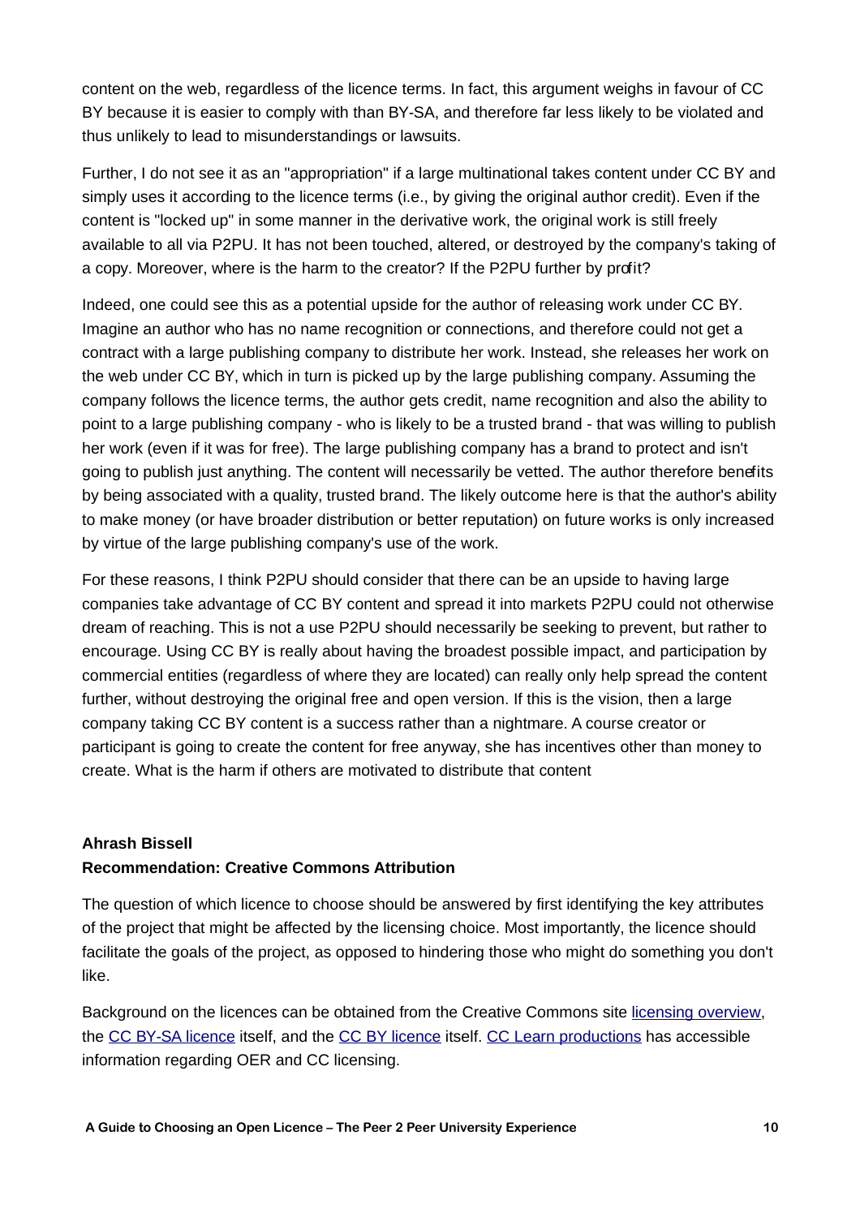content on the web, regardless of the licence terms. In fact, this argument weighs in favour of CC BY because it is easier to comply with than BY-SA, and therefore far less likely to be violated and thus unlikely to lead to misunderstandings or lawsuits.

Further, I do not see it as an "appropriation" if a large multinational takes content under CC BY and simply uses it according to the licence terms (i.e., by giving the original author credit). Even if the content is "locked up" in some manner in the derivative work, the original work is still freely available to all via P2PU. It has not been touched, altered, or destroyed by the company's taking of a copy. Moreover, where is the harm to the creator? If the P2PU further by profit?

Indeed, one could see this as a potential upside for the author of releasing work under CC BY. Imagine an author who has no name recognition or connections, and therefore could not get a contract with a large publishing company to distribute her work. Instead, she releases her work on the web under CC BY, which in turn is picked up by the large publishing company. Assuming the company follows the licence terms, the author gets credit, name recognition and also the ability to point to a large publishing company - who is likely to be a trusted brand - that was willing to publish her work (even if it was for free). The large publishing company has a brand to protect and isn't going to publish just anything. The content will necessarily be vetted. The author therefore benefits by being associated with a quality, trusted brand. The likely outcome here is that the author's ability to make money (or have broader distribution or better reputation) on future works is only increased by virtue of the large publishing company's use of the work.

For these reasons, I think P2PU should consider that there can be an upside to having large companies take advantage of CC BY content and spread it into markets P2PU could not otherwise dream of reaching. This is not a use P2PU should necessarily be seeking to prevent, but rather to encourage. Using CC BY is really about having the broadest possible impact, and participation by commercial entities (regardless of where they are located) can really only help spread the content further, without destroying the original free and open version. If this is the vision, then a large company taking CC BY content is a success rather than a nightmare. A course creator or participant is going to create the content for free anyway, she has incentives other than money to create. What is the harm if others are motivated to distribute that content

**Ahrash Bissell**
**Recommendation: Creative Commons Attribution**

The question of which licence to choose should be answered by first identifying the key attributes of the project that might be affected by the licensing choice. Most importantly, the licence should facilitate the goals of the project, as opposed to hindering those who might do something you don't like.

Background on the licences can be obtained from the Creative Commons site licensing overview, the CC BY-SA licence itself, and the CC BY licence itself. CC Learn productions has accessible information regarding OER and CC licensing.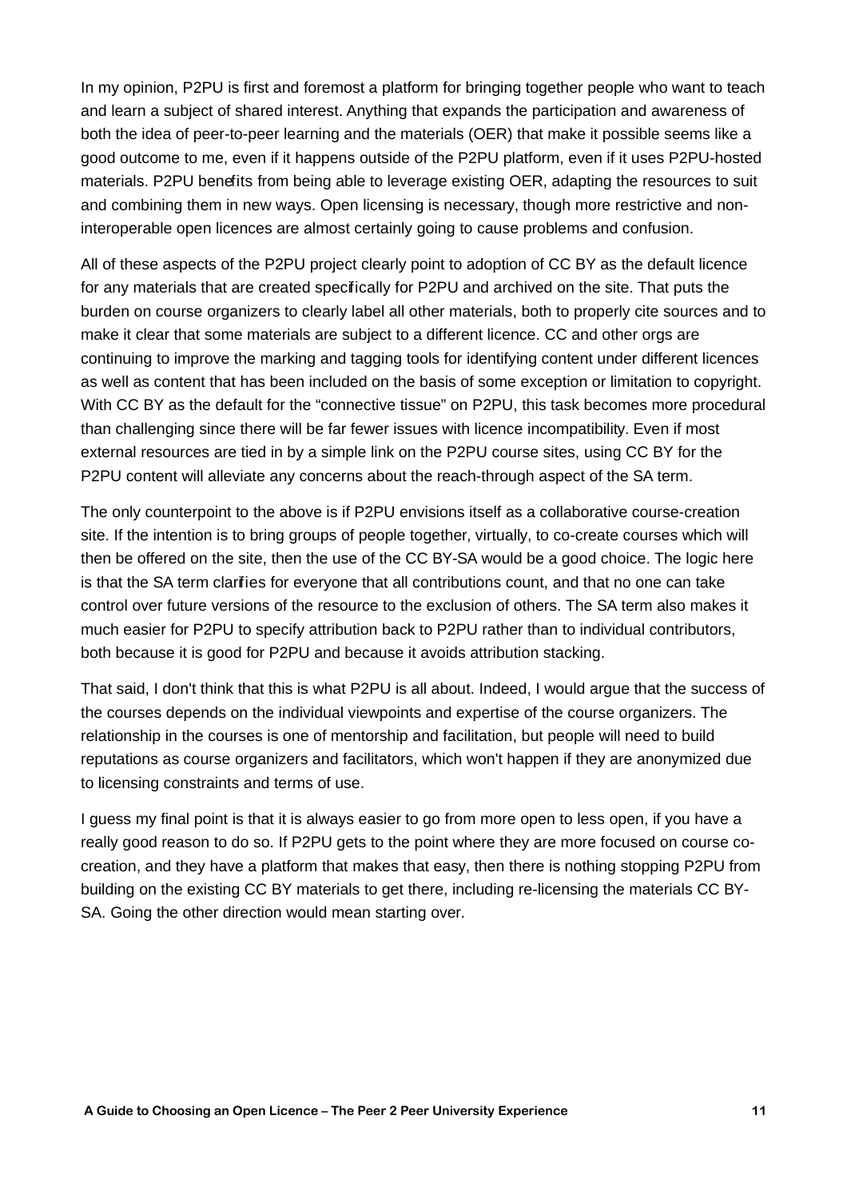In my opinion, P2PU is first and foremost a platform for bringing together people who want to teach and learn a subject of shared interest. Anything that expands the participation and awareness of both the idea of peer-to-peer learning and the materials (OER) that make it possible seems like a good outcome to me, even if it happens outside of the P2PU platform, even if it uses P2PU-hosted materials. P2PU benefits from being able to leverage existing OER, adapting the resources to suit and combining them in new ways. Open licensing is necessary, though more restrictive and non-interoperable open licences are almost certainly going to cause problems and confusion.

All of these aspects of the P2PU project clearly point to adoption of CC BY as the default licence for any materials that are created specifically for P2PU and archived on the site. That puts the burden on course organizers to clearly label all other materials, both to properly cite sources and to make it clear that some materials are subject to a different licence. CC and other orgs are continuing to improve the marking and tagging tools for identifying content under different licences as well as content that has been included on the basis of some exception or limitation to copyright. With CC BY as the default for the "connective tissue" on P2PU, this task becomes more procedural than challenging since there will be far fewer issues with licence incompatibility. Even if most external resources are tied in by a simple link on the P2PU course sites, using CC BY for the P2PU content will alleviate any concerns about the reach-through aspect of the SA term.

The only counterpoint to the above is if P2PU envisions itself as a collaborative course-creation site. If the intention is to bring groups of people together, virtually, to co-create courses which will then be offered on the site, then the use of the CC BY-SA would be a good choice. The logic here is that the SA term clarifies for everyone that all contributions count, and that no one can take control over future versions of the resource to the exclusion of others. The SA term also makes it much easier for P2PU to specify attribution back to P2PU rather than to individual contributors, both because it is good for P2PU and because it avoids attribution stacking.

That said, I don't think that this is what P2PU is all about. Indeed, I would argue that the success of the courses depends on the individual viewpoints and expertise of the course organizers. The relationship in the courses is one of mentorship and facilitation, but people will need to build reputations as course organizers and facilitators, which won't happen if they are anonymized due to licensing constraints and terms of use.

I guess my final point is that it is always easier to go from more open to less open, if you have a really good reason to do so. If P2PU gets to the point where they are more focused on course co-creation, and they have a platform that makes that easy, then there is nothing stopping P2PU from building on the existing CC BY materials to get there, including re-licensing the materials CC BY-SA. Going the other direction would mean starting over.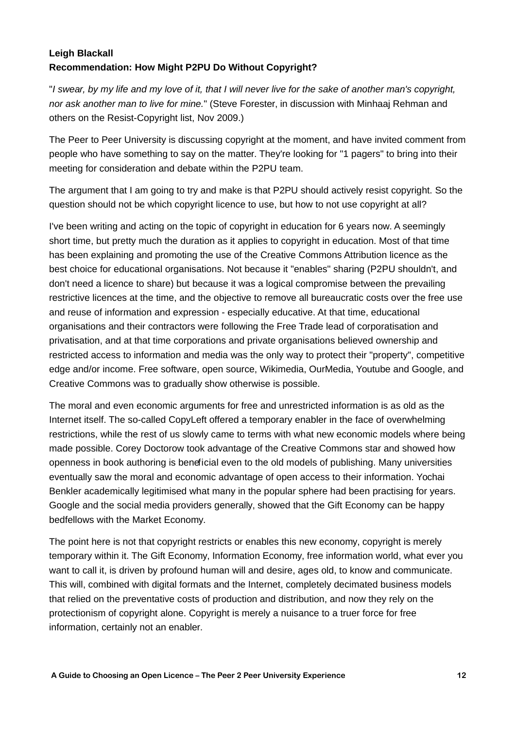**Leigh Blackall**
**Recommendation: How Might P2PU Do Without Copyright?**

"*I swear, by my life and my love of it, that I will never live for the sake of another man's copyright, nor ask another man to live for mine.*" (Steve Forester, in discussion with Minhaaj Rehman and others on the Resist-Copyright list, Nov 2009.)

The Peer to Peer University is discussing copyright at the moment, and have invited comment from people who have something to say on the matter. They're looking for "1 pagers" to bring into their meeting for consideration and debate within the P2PU team.

The argument that I am going to try and make is that P2PU should actively resist copyright. So the question should not be which copyright licence to use, but how to not use copyright at all?

I've been writing and acting on the topic of copyright in education for 6 years now. A seemingly short time, but pretty much the duration as it applies to copyright in education. Most of that time has been explaining and promoting the use of the Creative Commons Attribution licence as the best choice for educational organisations. Not because it "enables" sharing (P2PU shouldn't, and don't need a licence to share) but because it was a logical compromise between the prevailing restrictive licences at the time, and the objective to remove all bureaucratic costs over the free use and reuse of information and expression - especially educative. At that time, educational organisations and their contractors were following the Free Trade lead of corporatisation and privatisation, and at that time corporations and private organisations believed ownership and restricted access to information and media was the only way to protect their "property", competitive edge and/or income. Free software, open source, Wikimedia, OurMedia, Youtube and Google, and Creative Commons was to gradually show otherwise is possible.

The moral and even economic arguments for free and unrestricted information is as old as the Internet itself. The so-called CopyLeft offered a temporary enabler in the face of overwhelming restrictions, while the rest of us slowly came to terms with what new economic models where being made possible. Corey Doctorow took advantage of the Creative Commons star and showed how openness in book authoring is beneficial even to the old models of publishing. Many universities eventually saw the moral and economic advantage of open access to their information. Yochai Benkler academically legitimised what many in the popular sphere had been practising for years. Google and the social media providers generally, showed that the Gift Economy can be happy bedfellows with the Market Economy.

The point here is not that copyright restricts or enables this new economy, copyright is merely temporary within it. The Gift Economy, Information Economy, free information world, what ever you want to call it, is driven by profound human will and desire, ages old, to know and communicate. This will, combined with digital formats and the Internet, completely decimated business models that relied on the preventative costs of production and distribution, and now they rely on the protectionism of copyright alone. Copyright is merely a nuisance to a truer force for free information, certainly not an enabler.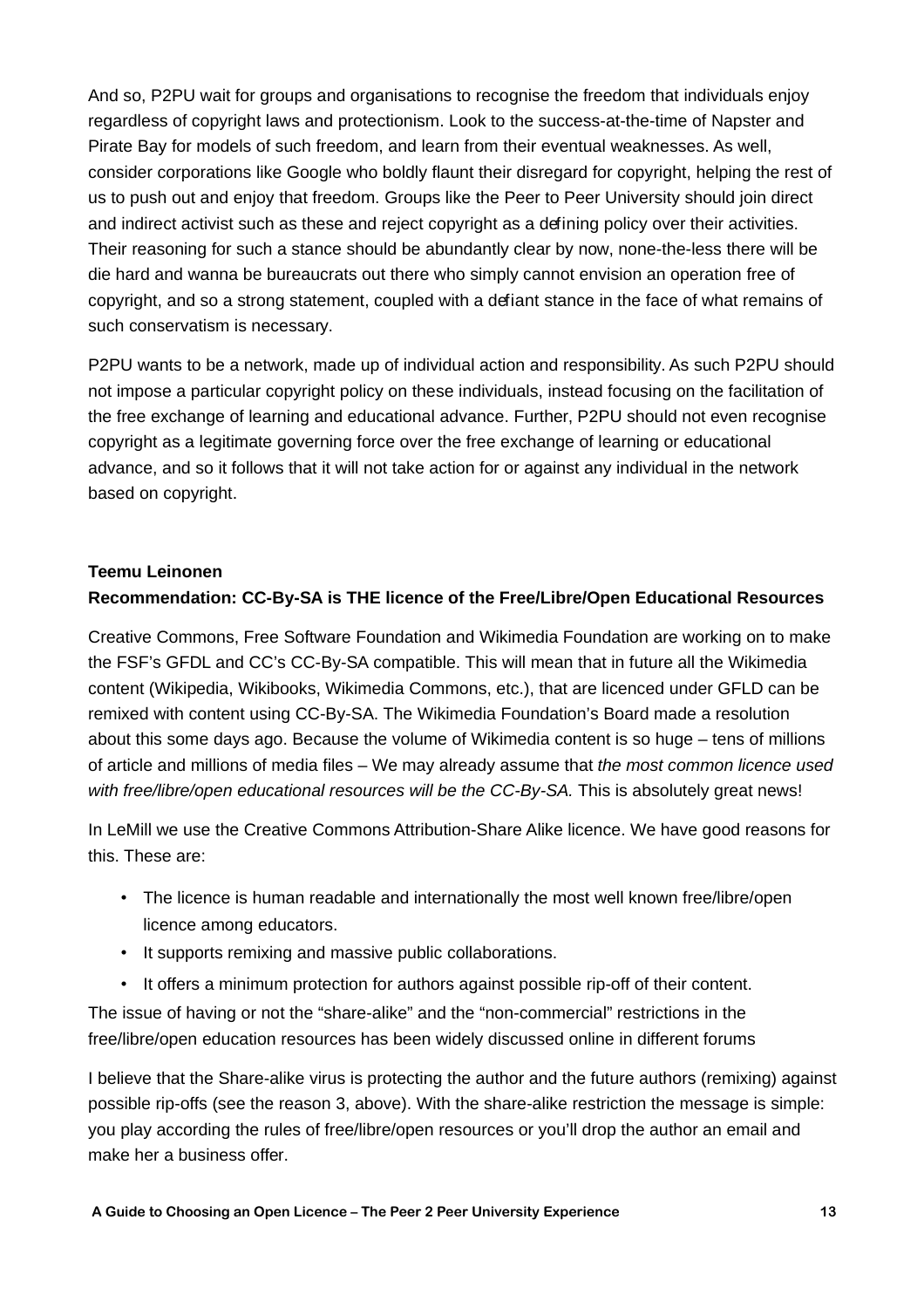And so, P2PU wait for groups and organisations to recognise the freedom that individuals enjoy regardless of copyright laws and protectionism. Look to the success-at-the-time of Napster and Pirate Bay for models of such freedom, and learn from their eventual weaknesses. As well, consider corporations like Google who boldly flaunt their disregard for copyright, helping the rest of us to push out and enjoy that freedom. Groups like the Peer to Peer University should join direct and indirect activist such as these and reject copyright as a defining policy over their activities. Their reasoning for such a stance should be abundantly clear by now, none-the-less there will be die hard and wanna be bureaucrats out there who simply cannot envision an operation free of copyright, and so a strong statement, coupled with a defiant stance in the face of what remains of such conservatism is necessary.

P2PU wants to be a network, made up of individual action and responsibility. As such P2PU should not impose a particular copyright policy on these individuals, instead focusing on the facilitation of the free exchange of learning and educational advance. Further, P2PU should not even recognise copyright as a legitimate governing force over the free exchange of learning or educational advance, and so it follows that it will not take action for or against any individual in the network based on copyright.

**Teemu Leinonen**

**Recommendation: CC-By-SA is THE licence of the Free/Libre/Open Educational Resources**

Creative Commons, Free Software Foundation and Wikimedia Foundation are working on to make the FSF's GFDL and CC's CC-By-SA compatible. This will mean that in future all the Wikimedia content (Wikipedia, Wikibooks, Wikimedia Commons, etc.), that are licenced under GFLD can be remixed with content using CC-By-SA. The Wikimedia Foundation's Board made a resolution about this some days ago. Because the volume of Wikimedia content is so huge – tens of millions of article and millions of media files – We may already assume that *the most common licence used with free/libre/open educational resources will be the CC-By-SA.* This is absolutely great news!

In LeMill we use the Creative Commons Attribution-Share Alike licence. We have good reasons for this. These are:

- The licence is human readable and internationally the most well known free/libre/open licence among educators.
- It supports remixing and massive public collaborations.
- It offers a minimum protection for authors against possible rip-off of their content.

The issue of having or not the "share-alike" and the "non-commercial" restrictions in the free/libre/open education resources has been widely discussed online in different forums

I believe that the Share-alike virus is protecting the author and the future authors (remixing) against possible rip-offs (see the reason 3, above). With the share-alike restriction the message is simple: you play according the rules of free/libre/open resources or you'll drop the author an email and make her a business offer.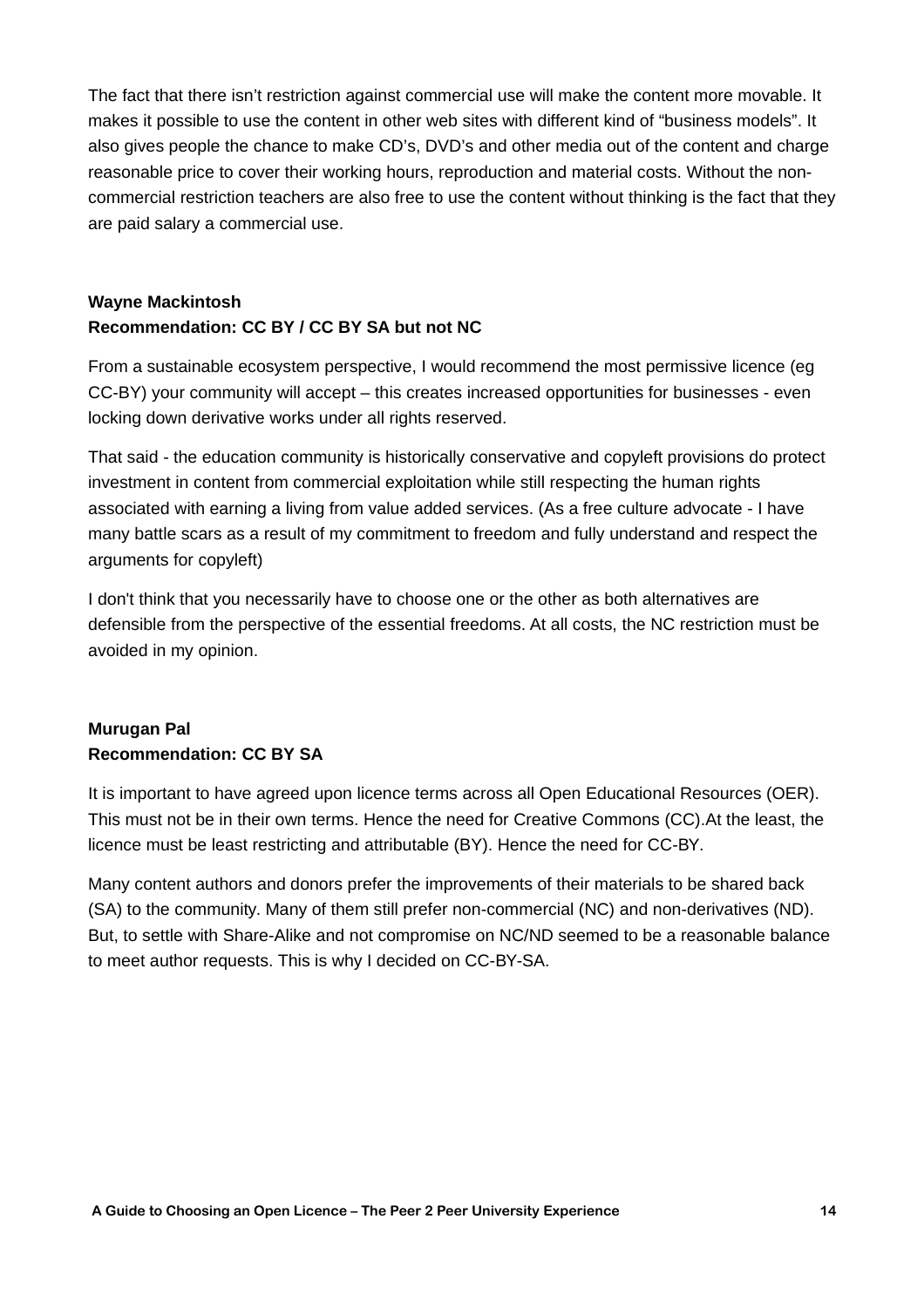The fact that there isn't restriction against commercial use will make the content more movable. It makes it possible to use the content in other web sites with different kind of "business models". It also gives people the chance to make CD's, DVD's and other media out of the content and charge reasonable price to cover their working hours, reproduction and material costs. Without the non-commercial restriction teachers are also free to use the content without thinking is the fact that they are paid salary a commercial use.

**Wayne Mackintosh**
**Recommendation: CC BY / CC BY SA but not NC**

From a sustainable ecosystem perspective, I would recommend the most permissive licence (eg CC-BY) your community will accept – this creates increased opportunities for businesses - even locking down derivative works under all rights reserved.

That said - the education community is historically conservative and copyleft provisions do protect investment in content from commercial exploitation while still respecting the human rights associated with earning a living from value added services. (As a free culture advocate - I have many battle scars as a result of my commitment to freedom and fully understand and respect the arguments for copyleft)

I don't think that you necessarily have to choose one or the other as both alternatives are defensible from the perspective of the essential freedoms. At all costs, the NC restriction must be avoided in my opinion.

**Murugan Pal**
**Recommendation: CC BY SA**

It is important to have agreed upon licence terms across all Open Educational Resources (OER). This must not be in their own terms. Hence the need for Creative Commons (CC).At the least, the licence must be least restricting and attributable (BY). Hence the need for CC-BY.

Many content authors and donors prefer the improvements of their materials to be shared back (SA) to the community. Many of them still prefer non-commercial (NC) and non-derivatives (ND). But, to settle with Share-Alike and not compromise on NC/ND seemed to be a reasonable balance to meet author requests. This is why I decided on CC-BY-SA.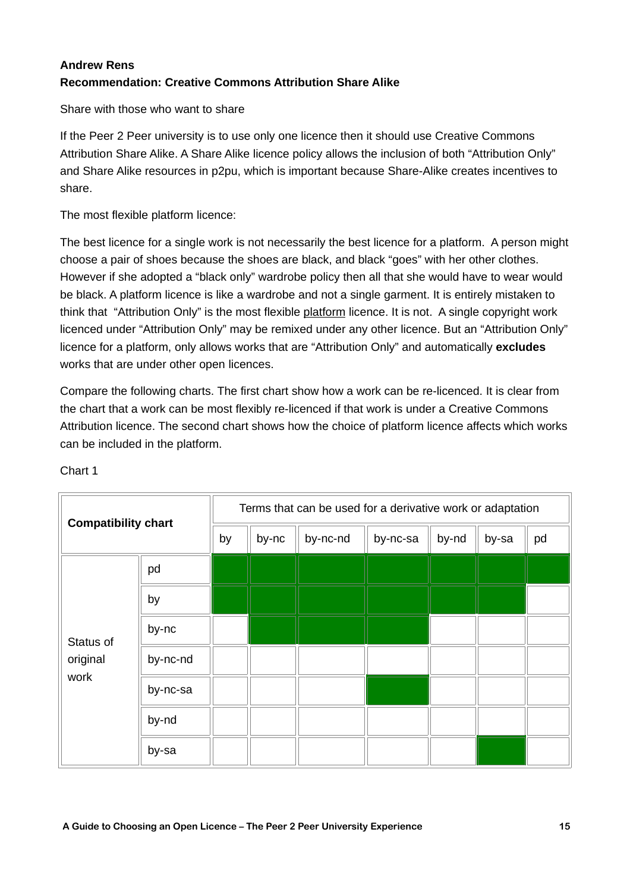**Andrew Rens**
**Recommendation: Creative Commons Attribution Share Alike**

Share with those who want to share

If the Peer 2 Peer university is to use only one licence then it should use Creative Commons Attribution Share Alike. A Share Alike licence policy allows the inclusion of both "Attribution Only" and Share Alike resources in p2pu, which is important because Share-Alike creates incentives to share.

The most flexible platform licence:

The best licence for a single work is not necessarily the best licence for a platform. A person might choose a pair of shoes because the shoes are black, and black "goes" with her other clothes. However if she adopted a "black only" wardrobe policy then all that she would have to wear would be black. A platform licence is like a wardrobe and not a single garment. It is entirely mistaken to think that "Attribution Only" is the most flexible platform licence. It is not. A single copyright work licenced under "Attribution Only" may be remixed under any other licence. But an "Attribution Only" licence for a platform, only allows works that are "Attribution Only" and automatically **excludes** works that are under other open licences.

Compare the following charts. The first chart show how a work can be re-licenced. It is clear from the chart that a work can be most flexibly re-licenced if that work is under a Creative Commons Attribution licence. The second chart shows how the choice of platform licence affects which works can be included in the platform.

Chart 1

| **Compatibility chart** | | Terms that can be used for a derivative work or adaptation | | | | | | |
|---|---|---|---|---|---|---|---|---|
| | | by | by-nc | by-nc-nd | by-nc-sa | by-nd | by-sa | pd |
| Status of original work | pd | ✓ | ✓ | ✓ | ✓ | ✓ | ✓ | ✓ |
| | by | ✓ | ✓ | ✓ | ✓ | ✓ | ✓ | |
| | by-nc | | ✓ | ✓ | ✓ | | | |
| | by-nc-nd | | | | | | | |
| | by-nc-sa | | | | ✓ | | | |
| | by-nd | | | | | | | |
| | by-sa | | | | | | ✓ | |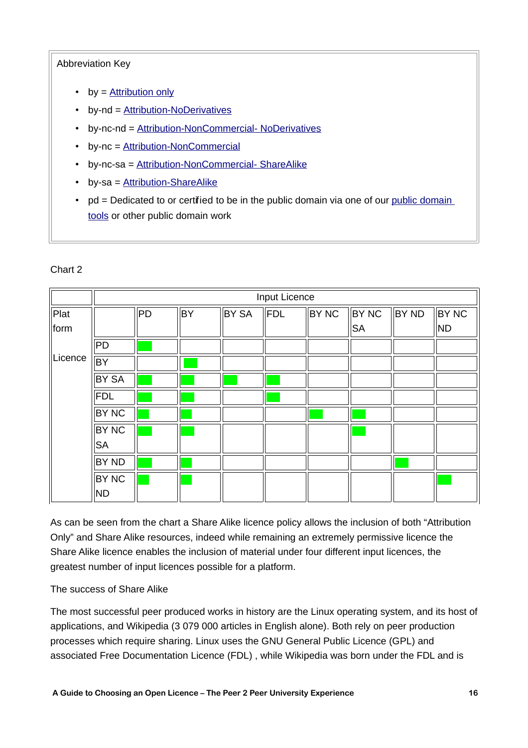Abbreviation Key

- by = Attribution only
- by-nd = Attribution-NoDerivatives
- by-nc-nd = Attribution-NonCommercial- NoDerivatives
- by-nc = Attribution-NonCommercial
- by-nc-sa = Attribution-NonCommercial- ShareAlike
- by-sa = Attribution-ShareAlike
- pd = Dedicated to or certified to be in the public domain via one of our public domain tools or other public domain work

Chart 2

| | | Input Licence | | | | | | | |
|---|---|---|---|---|---|---|---|---|---|
| Platform Licence | | PD | BY | BY SA | FDL | BY NC | BY NC SA | BY ND | BY NC ND |
| | PD | ■ | | | | | | | |
| | BY | | ■ | | | | | | |
| | BY SA | ■ | ■ | ■ | ■ | | | | |
| | FDL | ■ | ■ | | ■ | | | | |
| | BY NC | ■ | ■ | | | ■ | ■ | | |
| | BY NC SA | ■ | ■ | | | | ■ | | |
| | BY ND | ■ | ■ | | | | | ■ | |
| | BY NC ND | ■ | ■ | | | | | | ■ |

As can be seen from the chart a Share Alike licence policy allows the inclusion of both "Attribution Only" and Share Alike resources, indeed while remaining an extremely permissive licence the Share Alike licence enables the inclusion of material under four different input licences, the greatest number of input licences possible for a platform.

The success of Share Alike

The most successful peer produced works in history are the Linux operating system, and its host of applications, and Wikipedia (3 079 000 articles in English alone). Both rely on peer production processes which require sharing. Linux uses the GNU General Public Licence (GPL) and associated Free Documentation Licence (FDL) , while Wikipedia was born under the FDL and is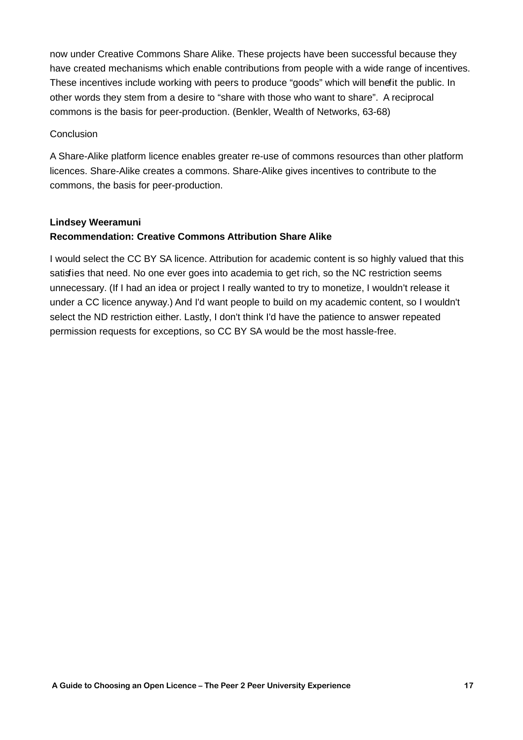now under Creative Commons Share Alike. These projects have been successful because they have created mechanisms which enable contributions from people with a wide range of incentives. These incentives include working with peers to produce "goods" which will benefit the public. In other words they stem from a desire to "share with those who want to share". A reciprocal commons is the basis for peer-production. (Benkler, Wealth of Networks, 63-68)

Conclusion

A Share-Alike platform licence enables greater re-use of commons resources than other platform licences. Share-Alike creates a commons. Share-Alike gives incentives to contribute to the commons, the basis for peer-production.

**Lindsey Weeramuni**
**Recommendation: Creative Commons Attribution Share Alike**

I would select the CC BY SA licence. Attribution for academic content is so highly valued that this satisfies that need. No one ever goes into academia to get rich, so the NC restriction seems unnecessary. (If I had an idea or project I really wanted to try to monetize, I wouldn't release it under a CC licence anyway.) And I'd want people to build on my academic content, so I wouldn't select the ND restriction either. Lastly, I don't think I'd have the patience to answer repeated permission requests for exceptions, so CC BY SA would be the most hassle-free.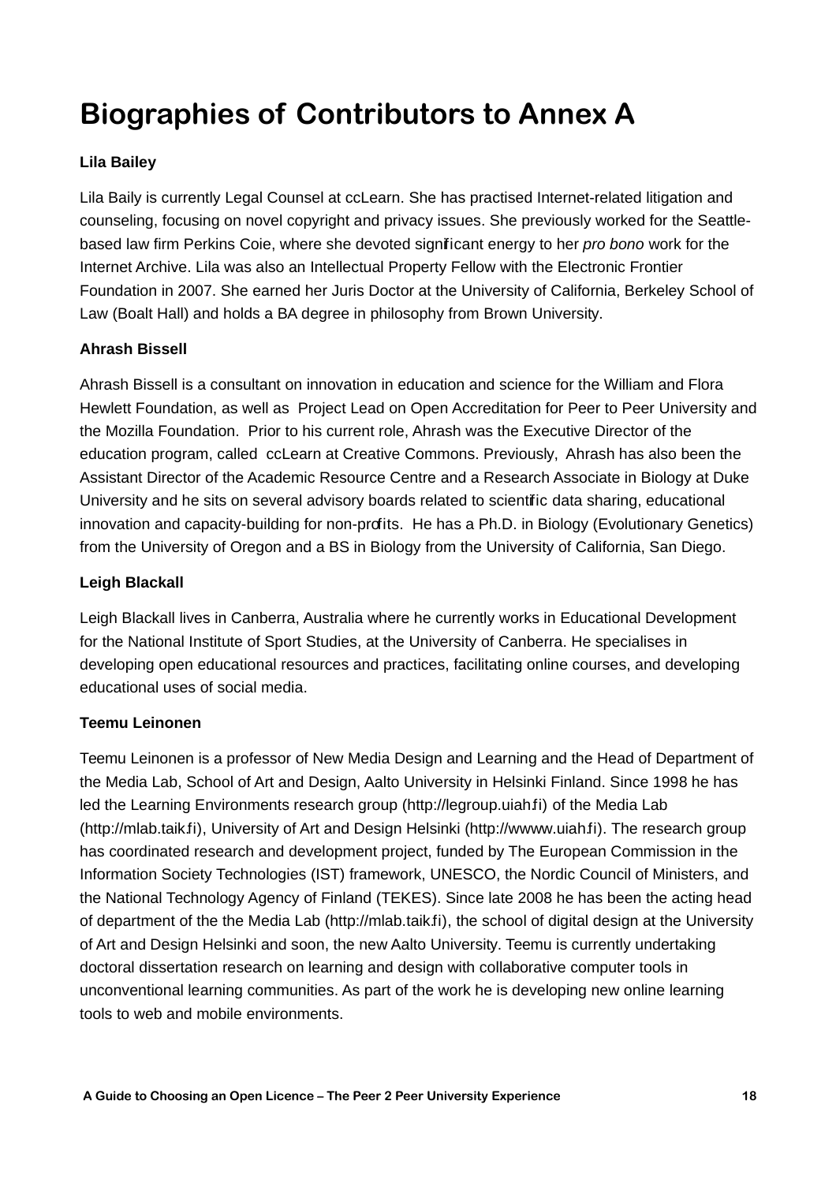# Biographies of Contributors to Annex A

**Lila Bailey**

Lila Baily is currently Legal Counsel at ccLearn. She has practised Internet-related litigation and counseling, focusing on novel copyright and privacy issues. She previously worked for the Seattle-based law firm Perkins Coie, where she devoted significant energy to her *pro bono* work for the Internet Archive. Lila was also an Intellectual Property Fellow with the Electronic Frontier Foundation in 2007. She earned her Juris Doctor at the University of California, Berkeley School of Law (Boalt Hall) and holds a BA degree in philosophy from Brown University.

**Ahrash Bissell**

Ahrash Bissell is a consultant on innovation in education and science for the William and Flora Hewlett Foundation, as well as Project Lead on Open Accreditation for Peer to Peer University and the Mozilla Foundation. Prior to his current role, Ahrash was the Executive Director of the education program, called ccLearn at Creative Commons. Previously, Ahrash has also been the Assistant Director of the Academic Resource Centre and a Research Associate in Biology at Duke University and he sits on several advisory boards related to scientific data sharing, educational innovation and capacity-building for non-profits. He has a Ph.D. in Biology (Evolutionary Genetics) from the University of Oregon and a BS in Biology from the University of California, San Diego.

**Leigh Blackall**

Leigh Blackall lives in Canberra, Australia where he currently works in Educational Development for the National Institute of Sport Studies, at the University of Canberra. He specialises in developing open educational resources and practices, facilitating online courses, and developing educational uses of social media.

**Teemu Leinonen**

Teemu Leinonen is a professor of New Media Design and Learning and the Head of Department of the Media Lab, School of Art and Design, Aalto University in Helsinki Finland. Since 1998 he has led the Learning Environments research group (http://legroup.uiah.fi) of the Media Lab (http://mlab.taik.fi), University of Art and Design Helsinki (http://wwww.uiah.fi). The research group has coordinated research and development project, funded by The European Commission in the Information Society Technologies (IST) framework, UNESCO, the Nordic Council of Ministers, and the National Technology Agency of Finland (TEKES). Since late 2008 he has been the acting head of department of the the Media Lab (http://mlab.taik.fi), the school of digital design at the University of Art and Design Helsinki and soon, the new Aalto University. Teemu is currently undertaking doctoral dissertation research on learning and design with collaborative computer tools in unconventional learning communities. As part of the work he is developing new online learning tools to web and mobile environments.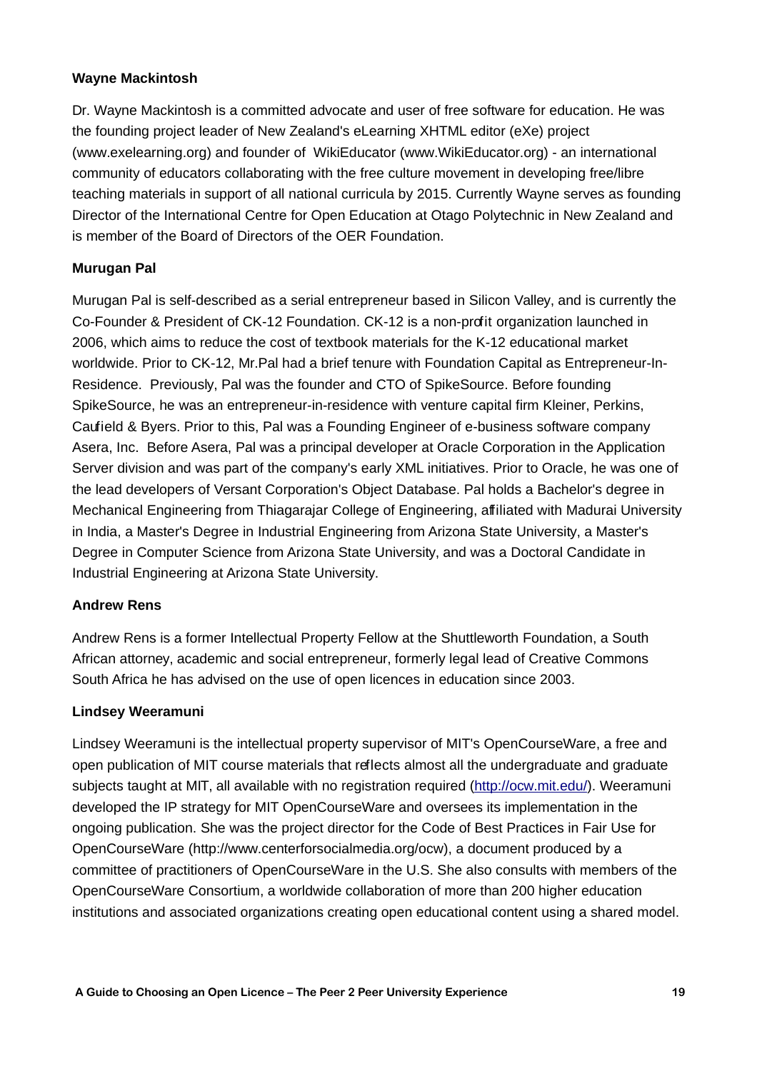**Wayne Mackintosh**

Dr. Wayne Mackintosh is a committed advocate and user of free software for education. He was the founding project leader of New Zealand's eLearning XHTML editor (eXe) project (www.exelearning.org) and founder of WikiEducator (www.WikiEducator.org) - an international community of educators collaborating with the free culture movement in developing free/libre teaching materials in support of all national curricula by 2015. Currently Wayne serves as founding Director of the International Centre for Open Education at Otago Polytechnic in New Zealand and is member of the Board of Directors of the OER Foundation.

**Murugan Pal**

Murugan Pal is self-described as a serial entrepreneur based in Silicon Valley, and is currently the Co-Founder & President of CK-12 Foundation. CK-12 is a non-profit organization launched in 2006, which aims to reduce the cost of textbook materials for the K-12 educational market worldwide. Prior to CK-12, Mr.Pal had a brief tenure with Foundation Capital as Entrepreneur-In-Residence. Previously, Pal was the founder and CTO of SpikeSource. Before founding SpikeSource, he was an entrepreneur-in-residence with venture capital firm Kleiner, Perkins, Caufield & Byers. Prior to this, Pal was a Founding Engineer of e-business software company Asera, Inc. Before Asera, Pal was a principal developer at Oracle Corporation in the Application Server division and was part of the company's early XML initiatives. Prior to Oracle, he was one of the lead developers of Versant Corporation's Object Database. Pal holds a Bachelor's degree in Mechanical Engineering from Thiagarajar College of Engineering, affiliated with Madurai University in India, a Master's Degree in Industrial Engineering from Arizona State University, a Master's Degree in Computer Science from Arizona State University, and was a Doctoral Candidate in Industrial Engineering at Arizona State University.

**Andrew Rens**

Andrew Rens is a former Intellectual Property Fellow at the Shuttleworth Foundation, a South African attorney, academic and social entrepreneur, formerly legal lead of Creative Commons South Africa he has advised on the use of open licences in education since 2003.

**Lindsey Weeramuni**

Lindsey Weeramuni is the intellectual property supervisor of MIT's OpenCourseWare, a free and open publication of MIT course materials that reflects almost all the undergraduate and graduate subjects taught at MIT, all available with no registration required (http://ocw.mit.edu/). Weeramuni developed the IP strategy for MIT OpenCourseWare and oversees its implementation in the ongoing publication. She was the project director for the Code of Best Practices in Fair Use for OpenCourseWare (http://www.centerforsocialmedia.org/ocw), a document produced by a committee of practitioners of OpenCourseWare in the U.S. She also consults with members of the OpenCourseWare Consortium, a worldwide collaboration of more than 200 higher education institutions and associated organizations creating open educational content using a shared model.